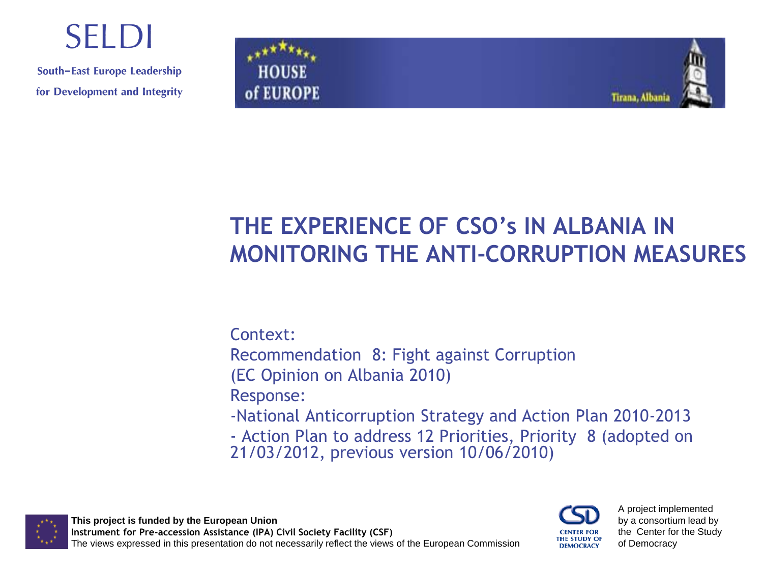SELDI

South–East Europe Leadership for Development and Integrity

HOUSE of EUROPE

Tirana, Albania

# THE EXPERIENCE OF CSO's IN ALBANIA IN MONITORING THE ANTI-CORRUPTION MEASURES

Context:

Recommendation 8: Fight against Corruption (EC Opinion on Albania 2010)

Response:

- National Anticorruption Strategy and Action Plan 2010-2013
- Action Plan to address 12 Priorities, Priority 8 (adopted on 21/03/2012, previous version 10/06/2010)

**This project is funded by the European Union**
**Instrument for Pre-accession Assistance (IPA) Civil Society Facility (CSF)**
The views expressed in this presentation do not necessarily reflect the views of the European Commission

CENTER FOR THE STUDY OF DEMOCRACY

A project implemented by a consortium lead by the Center for the Study of Democracy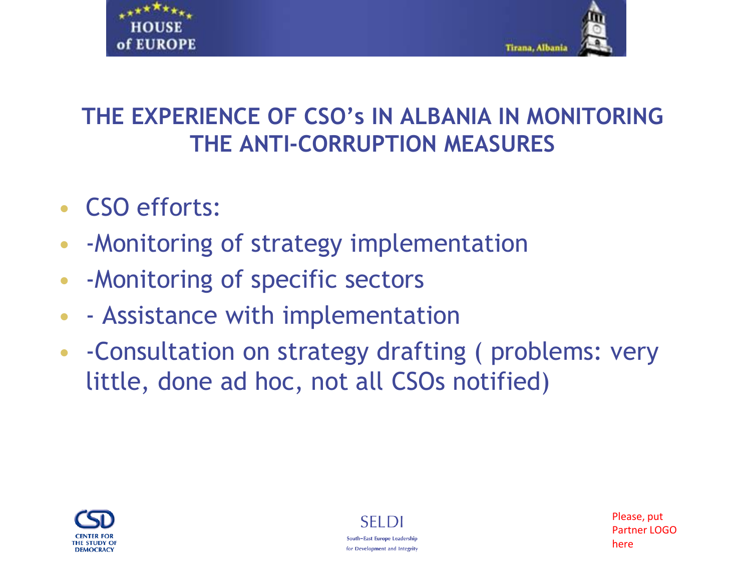## THE EXPERIENCE OF CSO's IN ALBANIA IN MONITORING THE ANTI-CORRUPTION MEASURES

- CSO efforts:
- -Monitoring of strategy implementation
- -Monitoring of specific sectors
- - Assistance with implementation
- -Consultation on strategy drafting ( problems: very little, done ad hoc, not all CSOs notified)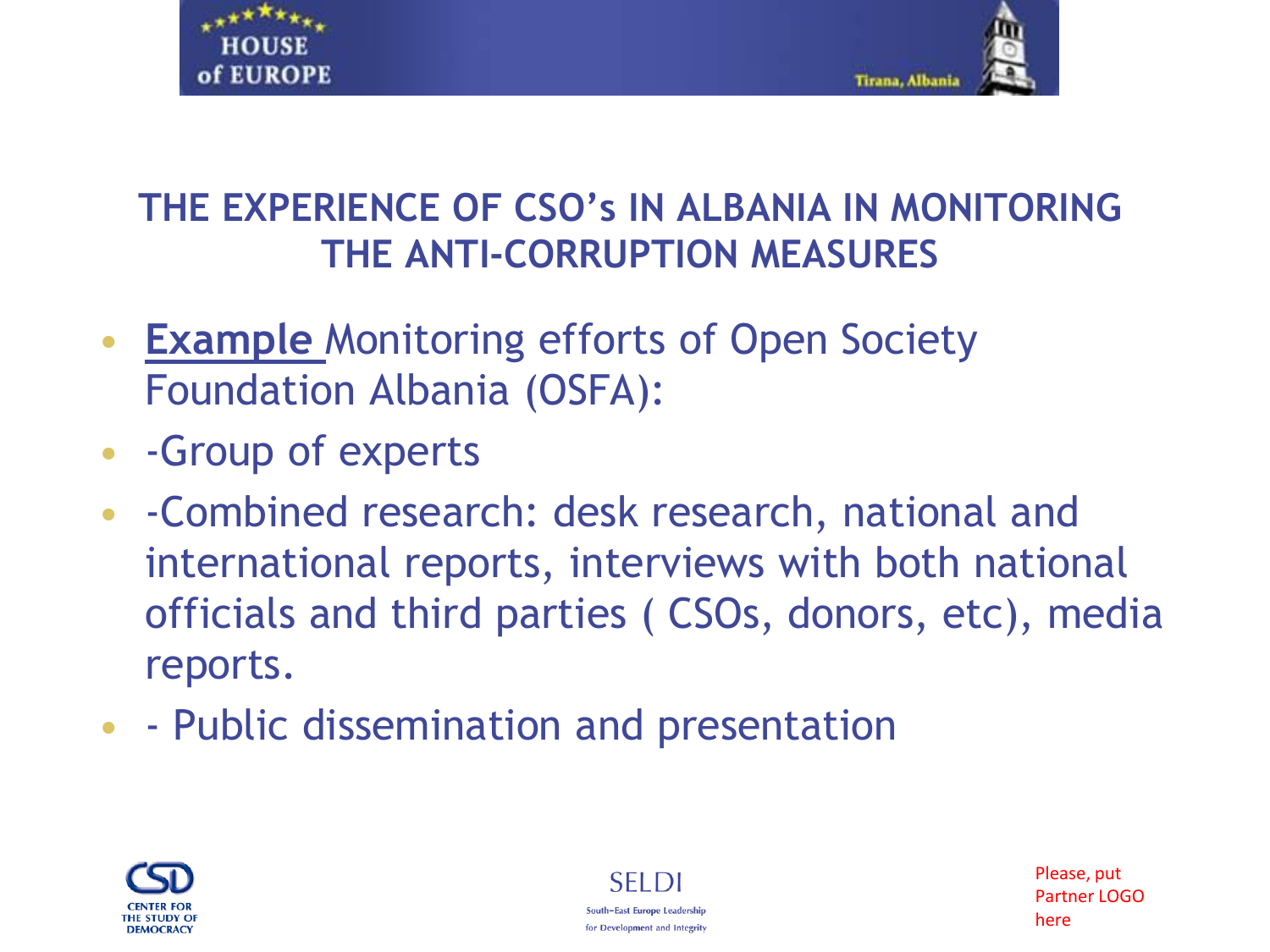## THE EXPERIENCE OF CSO's IN ALBANIA IN MONITORING THE ANTI-CORRUPTION MEASURES

- **Example** Monitoring efforts of Open Society Foundation Albania (OSFA):
- -Group of experts
- -Combined research: desk research, national and international reports, interviews with both national officials and third parties ( CSOs, donors, etc), media reports.
- - Public dissemination and presentation

Please, put Partner LOGO here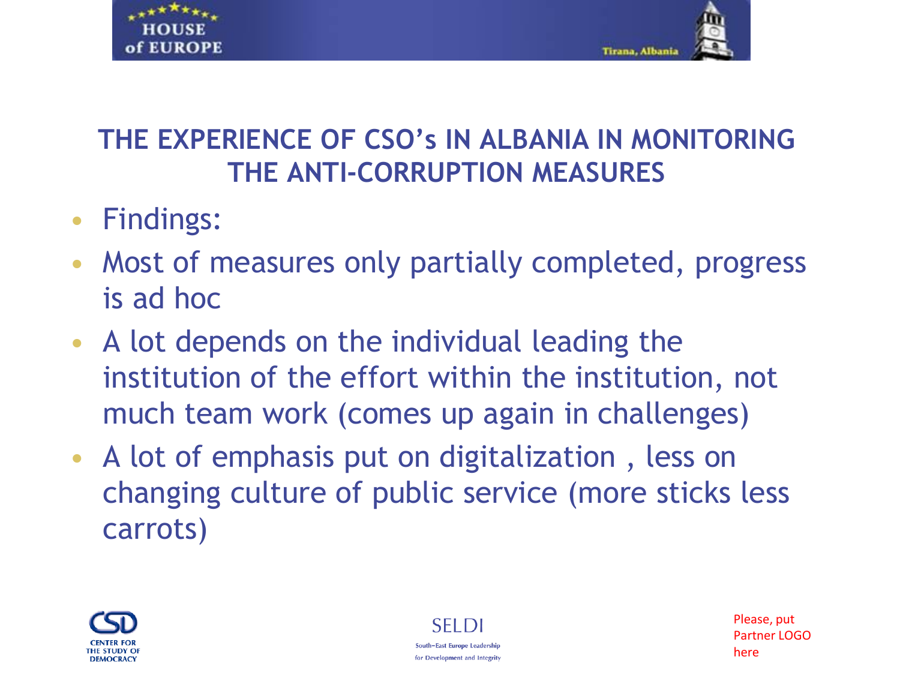## THE EXPERIENCE OF CSO's IN ALBANIA IN MONITORING THE ANTI-CORRUPTION MEASURES

- Findings:
- Most of measures only partially completed, progress is ad hoc
- A lot depends on the individual leading the institution of the effort within the institution, not much team work (comes up again in challenges)
- A lot of emphasis put on digitalization , less on changing culture of public service (more sticks less carrots)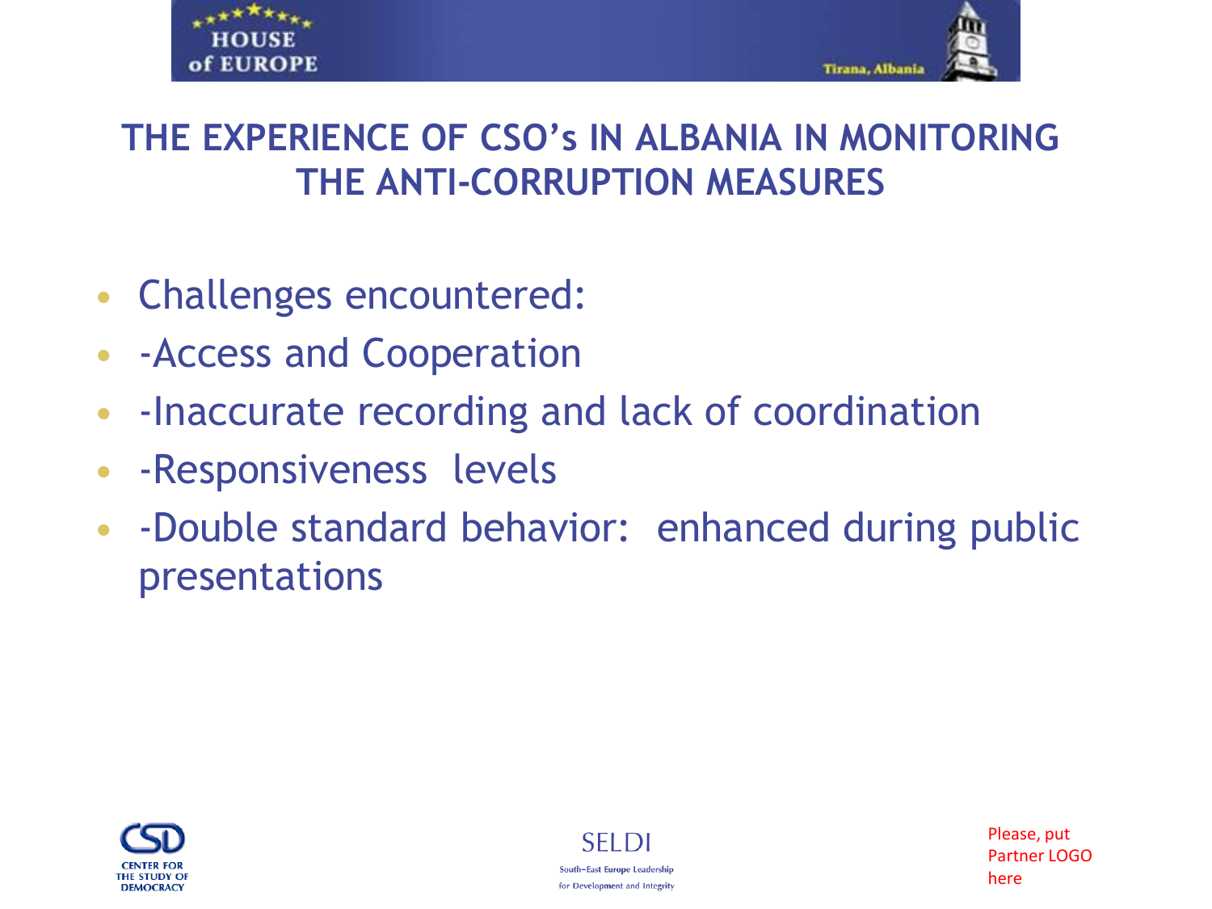# THE EXPERIENCE OF CSO's IN ALBANIA IN MONITORING THE ANTI-CORRUPTION MEASURES

- Challenges encountered:
- -Access and Cooperation
- -Inaccurate recording and lack of coordination
- -Responsiveness levels
- -Double standard behavior: enhanced during public presentations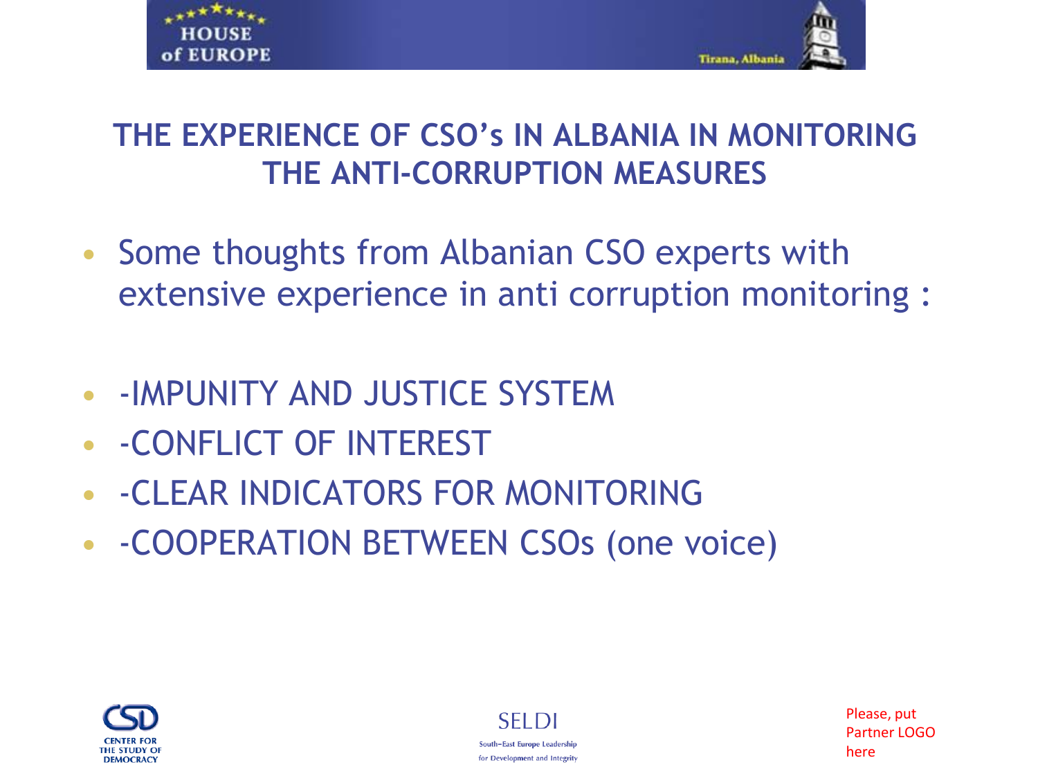# THE EXPERIENCE OF CSO's IN ALBANIA IN MONITORING THE ANTI-CORRUPTION MEASURES

- Some thoughts from Albanian CSO experts with extensive experience in anti corruption monitoring :

- -IMPUNITY AND JUSTICE SYSTEM
- -CONFLICT OF INTEREST
- -CLEAR INDICATORS FOR MONITORING
- -COOPERATION BETWEEN CSOs (one voice)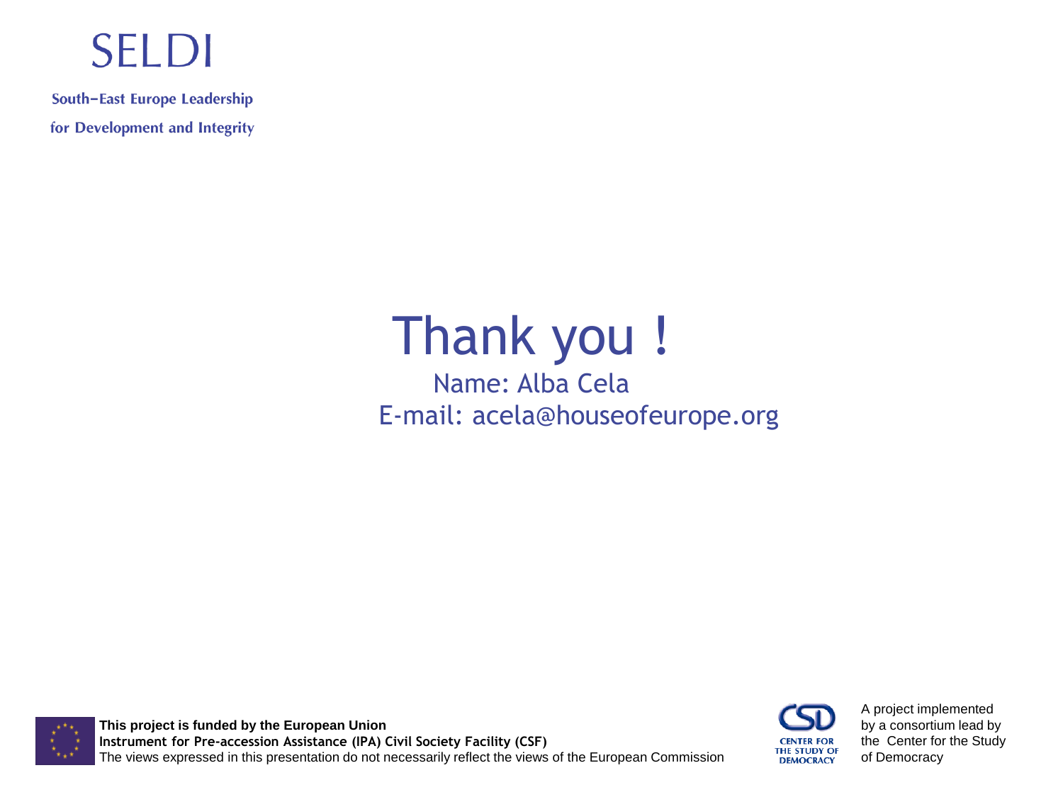SELDI

**South–East Europe Leadership**
**for Development and Integrity**

# Thank you !

Name: Alba Cela

E-mail: acela@houseofeurope.org

**This project is funded by the European Union**
**Instrument for Pre-accession Assistance (IPA) Civil Society Facility (CSF)**
The views expressed in this presentation do not necessarily reflect the views of the European Commission

CSD
CENTER FOR THE STUDY OF DEMOCRACY

A project implemented by a consortium lead by the Center for the Study of Democracy